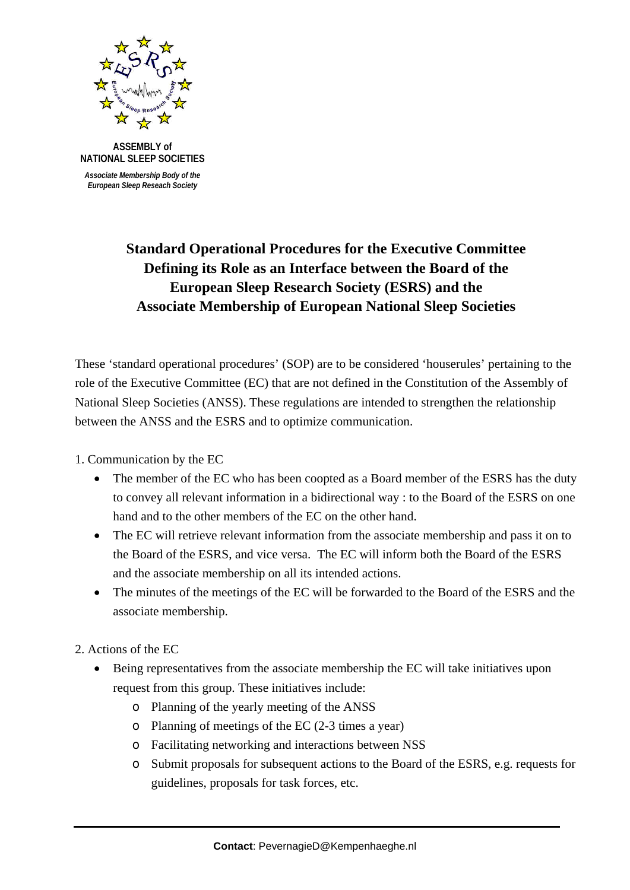**ASSEMBLY of NATIONAL SLEEP SOCIETIES**

*Associate Membership Body of the European Sleep Reseach Society*

# Standard Operational Procedures for the Executive Committee Defining its Role as an Interface between the Board of the European Sleep Research Society (ESRS) and the Associate Membership of European National Sleep Societies

These 'standard operational procedures' (SOP) are to be considered 'houserules' pertaining to the role of the Executive Committee (EC) that are not defined in the Constitution of the Assembly of National Sleep Societies (ANSS). These regulations are intended to strengthen the relationship between the ANSS and the ESRS and to optimize communication.

1. Communication by the EC
   - The member of the EC who has been coopted as a Board member of the ESRS has the duty to convey all relevant information in a bidirectional way : to the Board of the ESRS on one hand and to the other members of the EC on the other hand.
   - The EC will retrieve relevant information from the associate membership and pass it on to the Board of the ESRS, and vice versa. The EC will inform both the Board of the ESRS and the associate membership on all its intended actions.
   - The minutes of the meetings of the EC will be forwarded to the Board of the ESRS and the associate membership.

2. Actions of the EC
   - Being representatives from the associate membership the EC will take initiatives upon request from this group. These initiatives include:
     - Planning of the yearly meeting of the ANSS
     - Planning of meetings of the EC (2-3 times a year)
     - Facilitating networking and interactions between NSS
     - Submit proposals for subsequent actions to the Board of the ESRS, e.g. requests for guidelines, proposals for task forces, etc.

**Contact**: PevernagieD@Kempenhaeghe.nl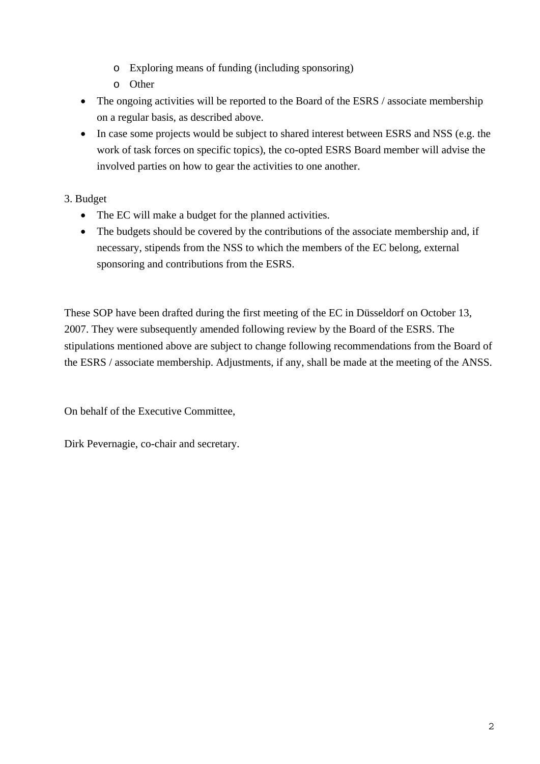- Exploring means of funding (including sponsoring)
  - Other
- The ongoing activities will be reported to the Board of the ESRS / associate membership on a regular basis, as described above.
- In case some projects would be subject to shared interest between ESRS and NSS (e.g. the work of task forces on specific topics), the co-opted ESRS Board member will advise the involved parties on how to gear the activities to one another.

3. Budget

- The EC will make a budget for the planned activities.
- The budgets should be covered by the contributions of the associate membership and, if necessary, stipends from the NSS to which the members of the EC belong, external sponsoring and contributions from the ESRS.

These SOP have been drafted during the first meeting of the EC in Düsseldorf on October 13, 2007. They were subsequently amended following review by the Board of the ESRS. The stipulations mentioned above are subject to change following recommendations from the Board of the ESRS / associate membership. Adjustments, if any, shall be made at the meeting of the ANSS.

On behalf of the Executive Committee,

Dirk Pevernagie, co-chair and secretary.